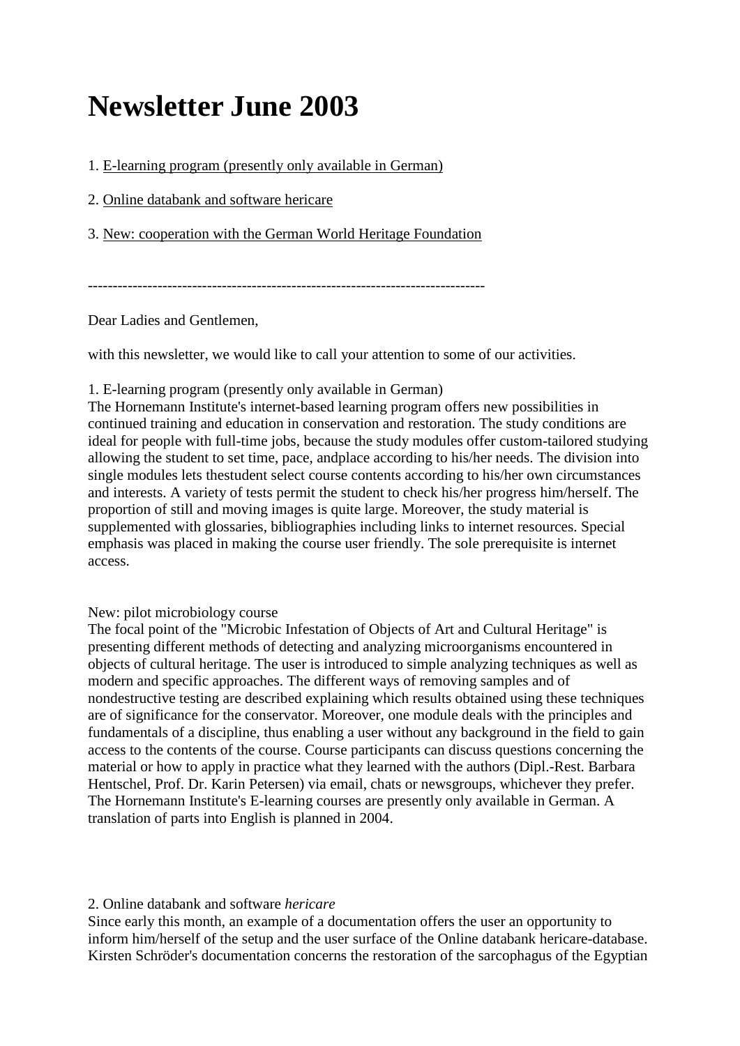# Newsletter June 2003

1. E-learning program (presently only available in German)

2. Online databank and software hericare

3. New: cooperation with the German World Heritage Foundation

--------------------------------------------------------------------------------

Dear Ladies and Gentlemen,

with this newsletter, we would like to call your attention to some of our activities.

1. E-learning program (presently only available in German)
The Hornemann Institute's internet-based learning program offers new possibilities in continued training and education in conservation and restoration. The study conditions are ideal for people with full-time jobs, because the study modules offer custom-tailored studying allowing the student to set time, pace, andplace according to his/her needs. The division into single modules lets thestudent select course contents according to his/her own circumstances and interests. A variety of tests permit the student to check his/her progress him/herself. The proportion of still and moving images is quite large. Moreover, the study material is supplemented with glossaries, bibliographies including links to internet resources. Special emphasis was placed in making the course user friendly. The sole prerequisite is internet access.

New: pilot microbiology course
The focal point of the "Microbic Infestation of Objects of Art and Cultural Heritage" is presenting different methods of detecting and analyzing microorganisms encountered in objects of cultural heritage. The user is introduced to simple analyzing techniques as well as modern and specific approaches. The different ways of removing samples and of nondestructive testing are described explaining which results obtained using these techniques are of significance for the conservator. Moreover, one module deals with the principles and fundamentals of a discipline, thus enabling a user without any background in the field to gain access to the contents of the course. Course participants can discuss questions concerning the material or how to apply in practice what they learned with the authors (Dipl.-Rest. Barbara Hentschel, Prof. Dr. Karin Petersen) via email, chats or newsgroups, whichever they prefer. The Hornemann Institute's E-learning courses are presently only available in German. A translation of parts into English is planned in 2004.

2. Online databank and software *hericare*
Since early this month, an example of a documentation offers the user an opportunity to inform him/herself of the setup and the user surface of the Online databank hericare-database. Kirsten Schröder's documentation concerns the restoration of the sarcophagus of the Egyptian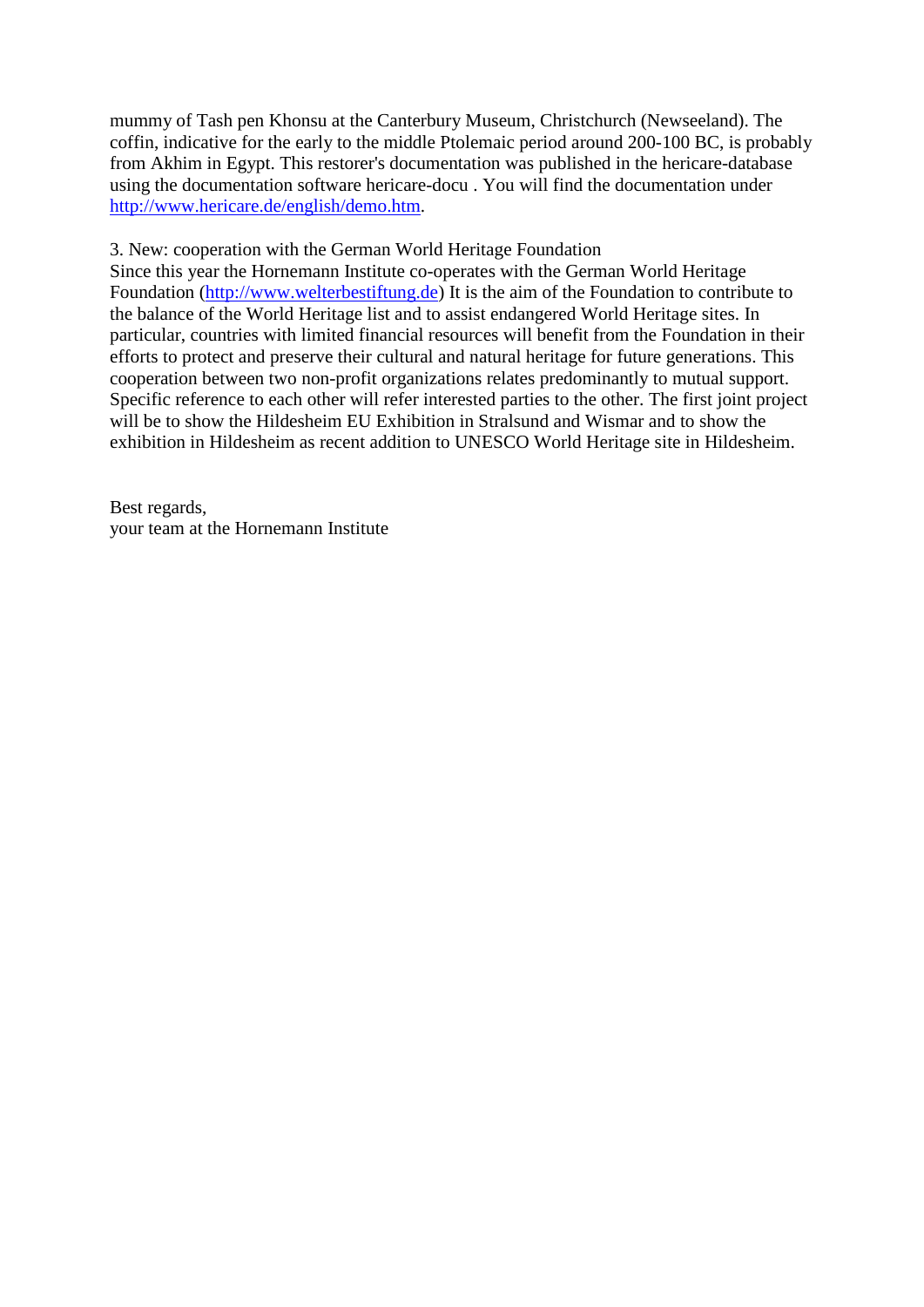mummy of Tash pen Khonsu at the Canterbury Museum, Christchurch (Newseeland). The coffin, indicative for the early to the middle Ptolemaic period around 200-100 BC, is probably from Akhim in Egypt. This restorer's documentation was published in the hericare-database using the documentation software hericare-docu . You will find the documentation under http://www.hericare.de/english/demo.htm.

3. New: cooperation with the German World Heritage Foundation
Since this year the Hornemann Institute co-operates with the German World Heritage Foundation (http://www.welterbestiftung.de) It is the aim of the Foundation to contribute to the balance of the World Heritage list and to assist endangered World Heritage sites. In particular, countries with limited financial resources will benefit from the Foundation in their efforts to protect and preserve their cultural and natural heritage for future generations. This cooperation between two non-profit organizations relates predominantly to mutual support. Specific reference to each other will refer interested parties to the other. The first joint project will be to show the Hildesheim EU Exhibition in Stralsund and Wismar and to show the exhibition in Hildesheim as recent addition to UNESCO World Heritage site in Hildesheim.

Best regards,
your team at the Hornemann Institute